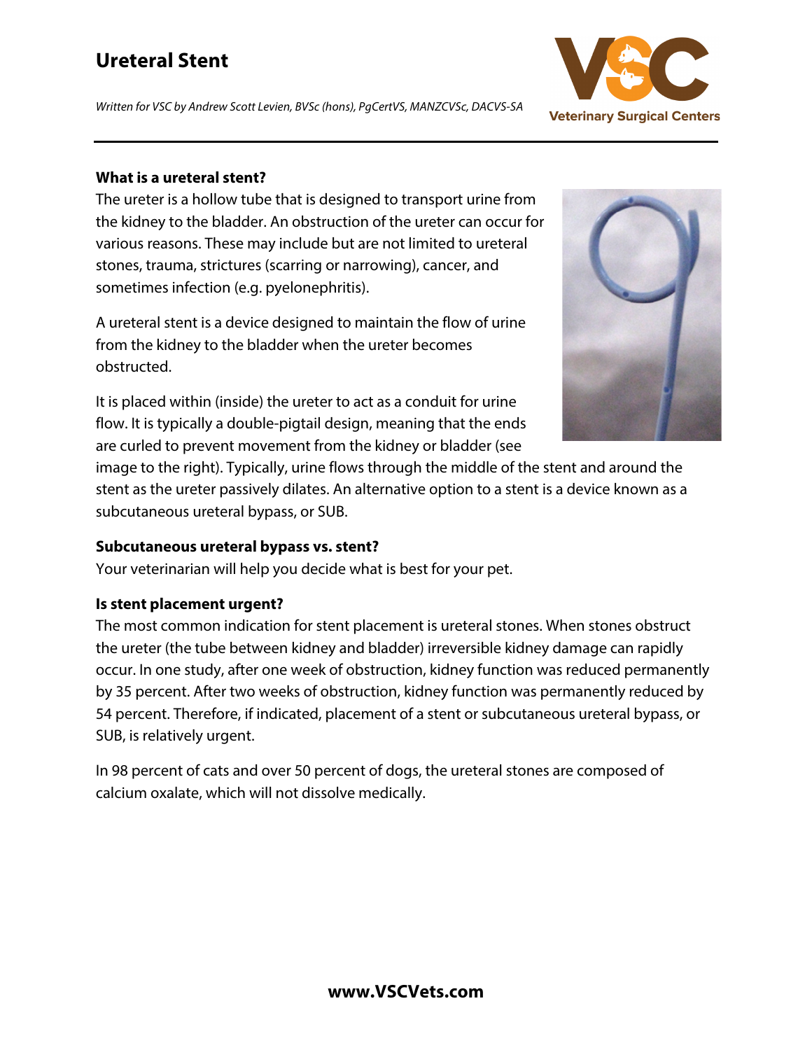# Ureteral Stent

*Written for VSC by Andrew Scott Levien, BVSc (hons), PgCertVS, MANZCVSc, DACVS-SA*

**What is a ureteral stent?**

The ureter is a hollow tube that is designed to transport urine from the kidney to the bladder. An obstruction of the ureter can occur for various reasons. These may include but are not limited to ureteral stones, trauma, strictures (scarring or narrowing), cancer, and sometimes infection (e.g. pyelonephritis).

A ureteral stent is a device designed to maintain the flow of urine from the kidney to the bladder when the ureter becomes obstructed.

It is placed within (inside) the ureter to act as a conduit for urine flow. It is typically a double-pigtail design, meaning that the ends are curled to prevent movement from the kidney or bladder (see image to the right). Typically, urine flows through the middle of the stent and around the stent as the ureter passively dilates. An alternative option to a stent is a device known as a subcutaneous ureteral bypass, or SUB.

**Subcutaneous ureteral bypass vs. stent?**

Your veterinarian will help you decide what is best for your pet.

**Is stent placement urgent?**

The most common indication for stent placement is ureteral stones. When stones obstruct the ureter (the tube between kidney and bladder) irreversible kidney damage can rapidly occur. In one study, after one week of obstruction, kidney function was reduced permanently by 35 percent. After two weeks of obstruction, kidney function was permanently reduced by 54 percent. Therefore, if indicated, placement of a stent or subcutaneous ureteral bypass, or SUB, is relatively urgent.

In 98 percent of cats and over 50 percent of dogs, the ureteral stones are composed of calcium oxalate, which will not dissolve medically.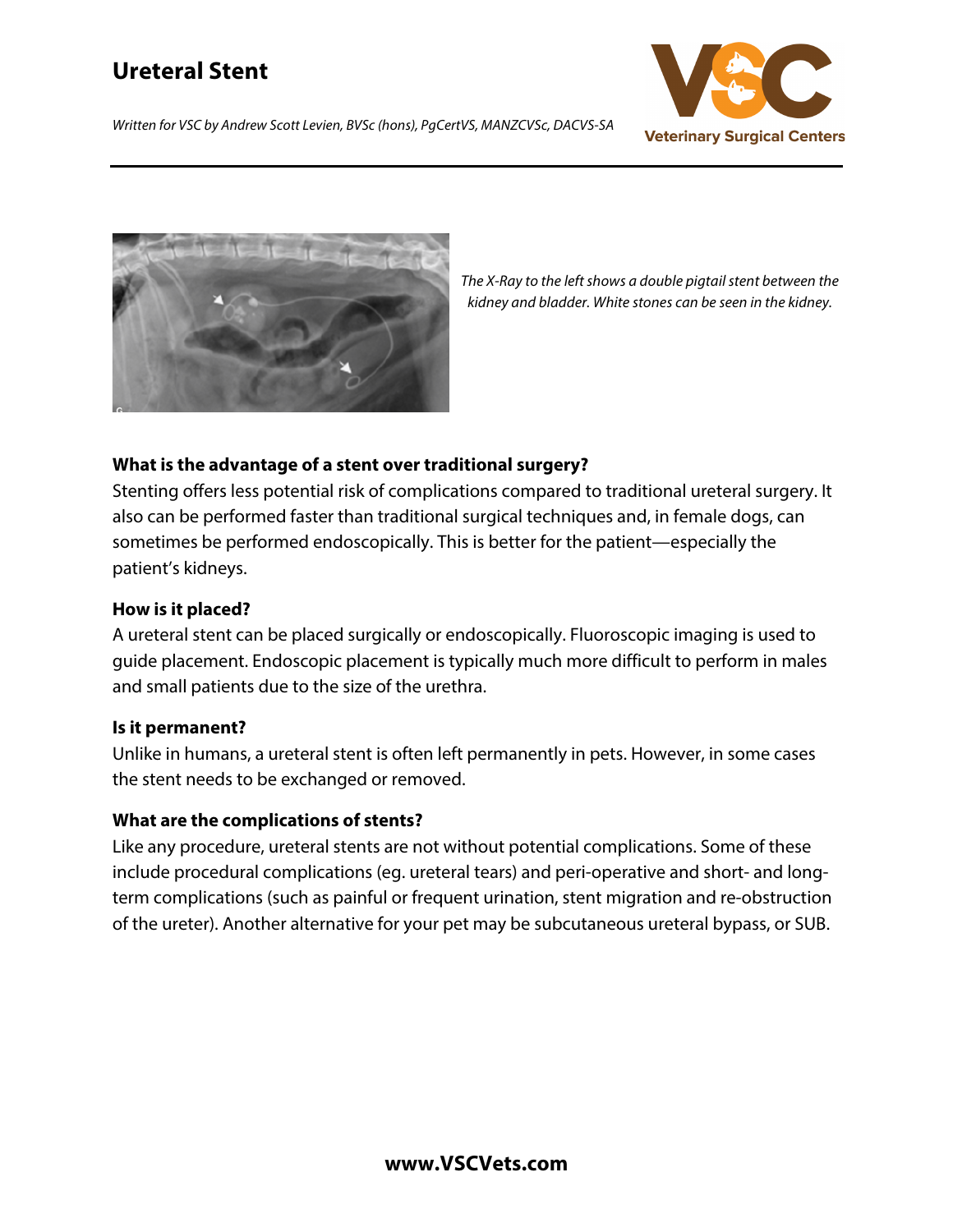# Ureteral Stent

*Written for VSC by Andrew Scott Levien, BVSc (hons), PgCertVS, MANZCVSc, DACVS-SA*

*The X-Ray to the left shows a double pigtail stent between the kidney and bladder. White stones can be seen in the kidney.*

**What is the advantage of a stent over traditional surgery?**

Stenting offers less potential risk of complications compared to traditional ureteral surgery. It also can be performed faster than traditional surgical techniques and, in female dogs, can sometimes be performed endoscopically. This is better for the patient—especially the patient's kidneys.

**How is it placed?**

A ureteral stent can be placed surgically or endoscopically. Fluoroscopic imaging is used to guide placement. Endoscopic placement is typically much more difficult to perform in males and small patients due to the size of the urethra.

**Is it permanent?**

Unlike in humans, a ureteral stent is often left permanently in pets. However, in some cases the stent needs to be exchanged or removed.

**What are the complications of stents?**

Like any procedure, ureteral stents are not without potential complications. Some of these include procedural complications (eg. ureteral tears) and peri-operative and short- and long-term complications (such as painful or frequent urination, stent migration and re-obstruction of the ureter). Another alternative for your pet may be subcutaneous ureteral bypass, or SUB.

**www.VSCVets.com**